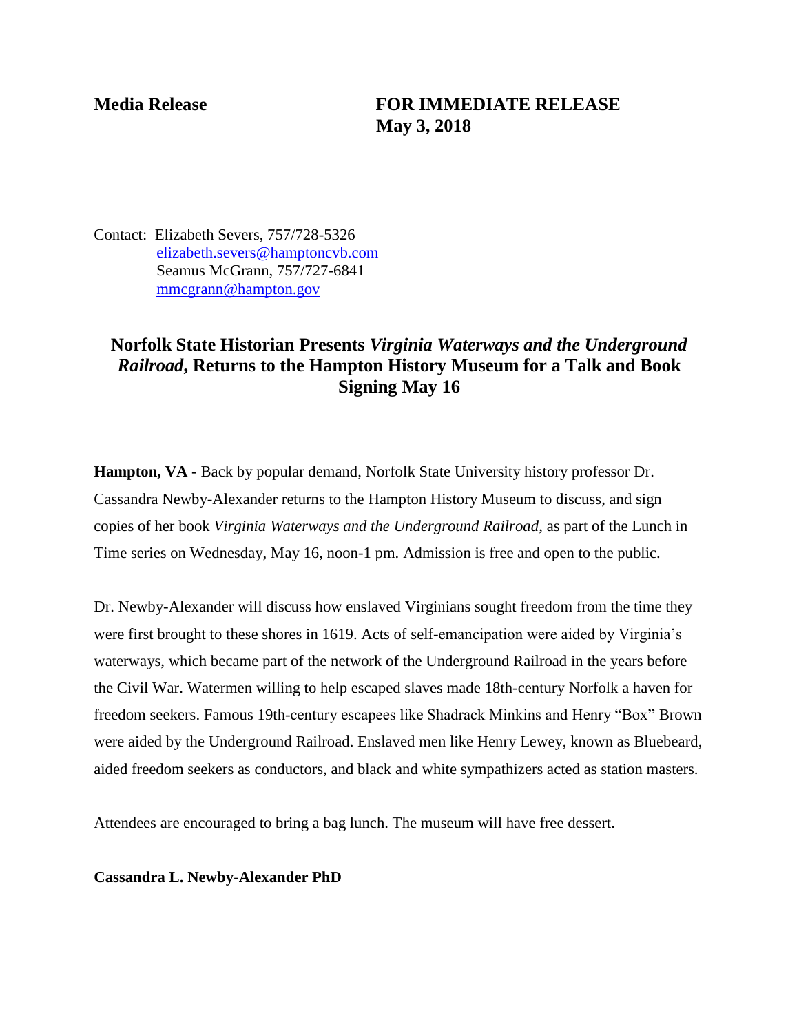**Media Release** **FOR IMMEDIATE RELEASE**
**May 3, 2018**

Contact: Elizabeth Severs, 757/728-5326
elizabeth.severs@hamptoncvb.com
Seamus McGrann, 757/727-6841
mmcgrann@hampton.gov

## Norfolk State Historian Presents *Virginia Waterways and the Underground Railroad*, Returns to the Hampton History Museum for a Talk and Book Signing May 16

**Hampton, VA -** Back by popular demand, Norfolk State University history professor Dr. Cassandra Newby-Alexander returns to the Hampton History Museum to discuss, and sign copies of her book *Virginia Waterways and the Underground Railroad,* as part of the Lunch in Time series on Wednesday, May 16, noon-1 pm. Admission is free and open to the public.

Dr. Newby-Alexander will discuss how enslaved Virginians sought freedom from the time they were first brought to these shores in 1619. Acts of self-emancipation were aided by Virginia's waterways, which became part of the network of the Underground Railroad in the years before the Civil War. Watermen willing to help escaped slaves made 18th-century Norfolk a haven for freedom seekers. Famous 19th-century escapees like Shadrack Minkins and Henry "Box" Brown were aided by the Underground Railroad. Enslaved men like Henry Lewey, known as Bluebeard, aided freedom seekers as conductors, and black and white sympathizers acted as station masters.

Attendees are encouraged to bring a bag lunch. The museum will have free dessert.

**Cassandra L. Newby-Alexander PhD**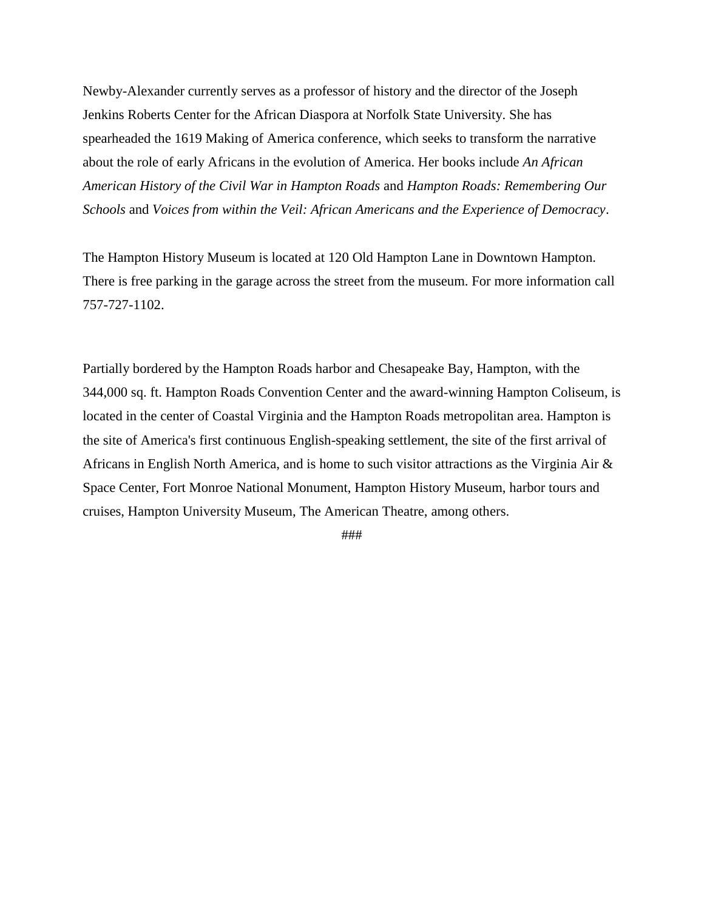Newby-Alexander currently serves as a professor of history and the director of the Joseph Jenkins Roberts Center for the African Diaspora at Norfolk State University. She has spearheaded the 1619 Making of America conference, which seeks to transform the narrative about the role of early Africans in the evolution of America. Her books include *An African American History of the Civil War in Hampton Roads* and *Hampton Roads: Remembering Our Schools* and *Voices from within the Veil: African Americans and the Experience of Democracy*.

The Hampton History Museum is located at 120 Old Hampton Lane in Downtown Hampton. There is free parking in the garage across the street from the museum. For more information call 757-727-1102.

Partially bordered by the Hampton Roads harbor and Chesapeake Bay, Hampton, with the 344,000 sq. ft. Hampton Roads Convention Center and the award-winning Hampton Coliseum, is located in the center of Coastal Virginia and the Hampton Roads metropolitan area. Hampton is the site of America's first continuous English-speaking settlement, the site of the first arrival of Africans in English North America, and is home to such visitor attractions as the Virginia Air & Space Center, Fort Monroe National Monument, Hampton History Museum, harbor tours and cruises, Hampton University Museum, The American Theatre, among others.

###